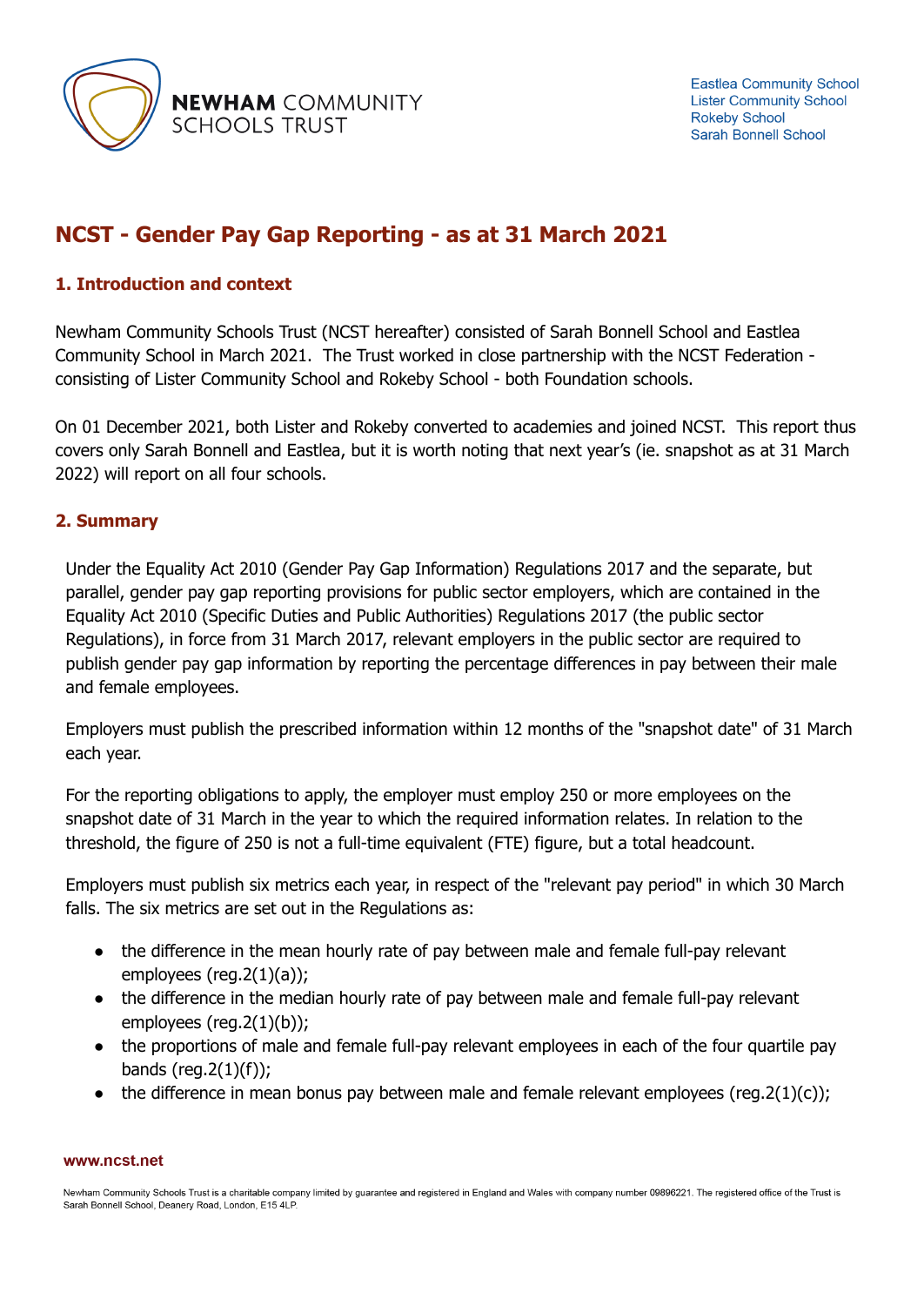# NCST - Gender Pay Gap Reporting - as at 31 March 2021

## 1. Introduction and context

Newham Community Schools Trust (NCST hereafter) consisted of Sarah Bonnell School and Eastlea Community School in March 2021. The Trust worked in close partnership with the NCST Federation - consisting of Lister Community School and Rokeby School - both Foundation schools.

On 01 December 2021, both Lister and Rokeby converted to academies and joined NCST. This report thus covers only Sarah Bonnell and Eastlea, but it is worth noting that next year's (ie. snapshot as at 31 March 2022) will report on all four schools.

## 2. Summary

Under the Equality Act 2010 (Gender Pay Gap Information) Regulations 2017 and the separate, but parallel, gender pay gap reporting provisions for public sector employers, which are contained in the Equality Act 2010 (Specific Duties and Public Authorities) Regulations 2017 (the public sector Regulations), in force from 31 March 2017, relevant employers in the public sector are required to publish gender pay gap information by reporting the percentage differences in pay between their male and female employees.

Employers must publish the prescribed information within 12 months of the "snapshot date" of 31 March each year.

For the reporting obligations to apply, the employer must employ 250 or more employees on the snapshot date of 31 March in the year to which the required information relates. In relation to the threshold, the figure of 250 is not a full-time equivalent (FTE) figure, but a total headcount.

Employers must publish six metrics each year, in respect of the "relevant pay period" in which 30 March falls. The six metrics are set out in the Regulations as:

- the difference in the mean hourly rate of pay between male and female full-pay relevant employees (reg.2(1)(a));
- the difference in the median hourly rate of pay between male and female full-pay relevant employees (reg.2(1)(b));
- the proportions of male and female full-pay relevant employees in each of the four quartile pay bands (reg.2(1)(f));
- the difference in mean bonus pay between male and female relevant employees (reg.2(1)(c));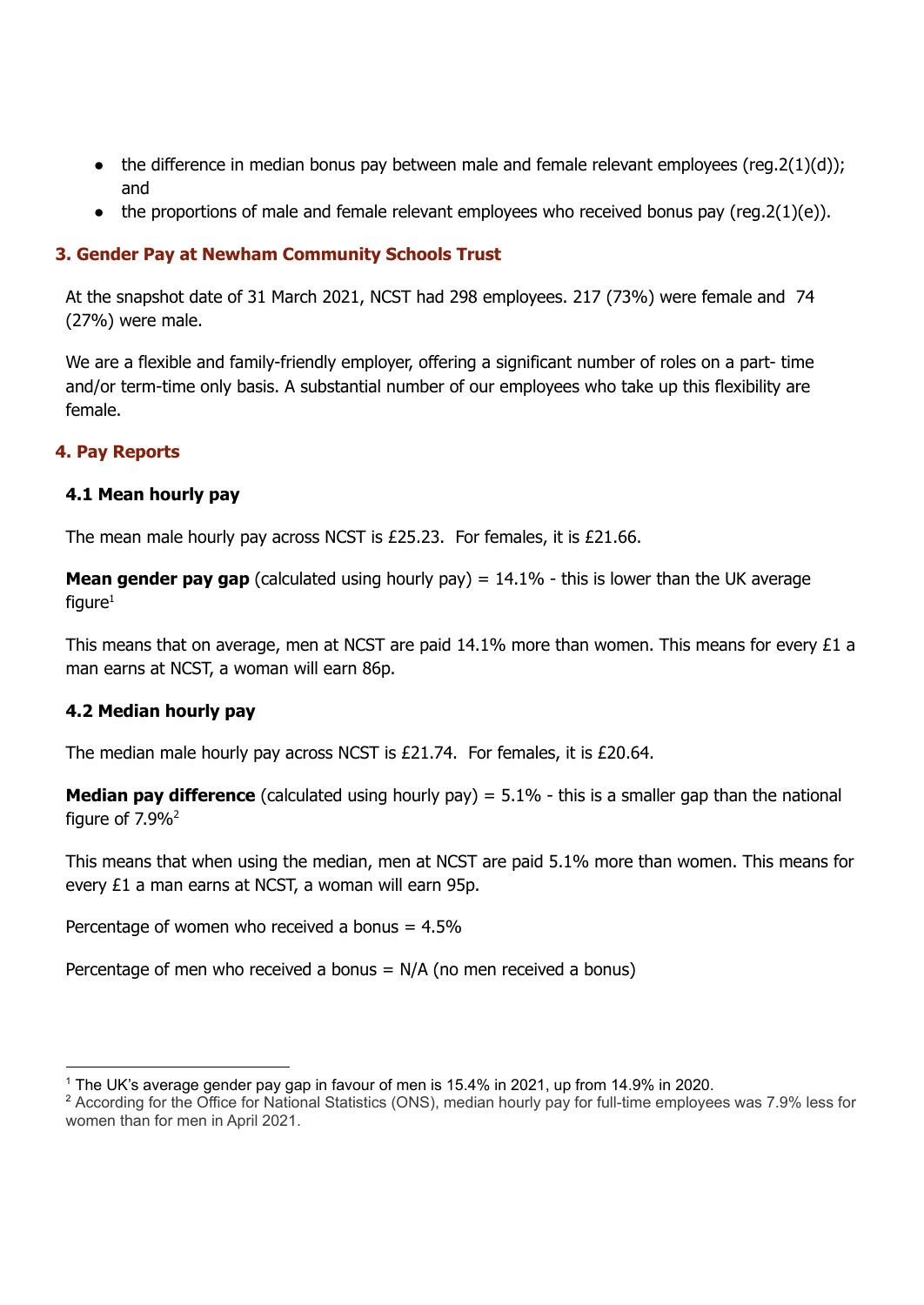- the difference in median bonus pay between male and female relevant employees (reg.2(1)(d)); and
- the proportions of male and female relevant employees who received bonus pay (reg.2(1)(e)).

## 3. Gender Pay at Newham Community Schools Trust

At the snapshot date of 31 March 2021, NCST had 298 employees. 217 (73%) were female and 74 (27%) were male.

We are a flexible and family-friendly employer, offering a significant number of roles on a part- time and/or term-time only basis. A substantial number of our employees who take up this flexibility are female.

## 4. Pay Reports

### 4.1 Mean hourly pay

The mean male hourly pay across NCST is £25.23. For females, it is £21.66.

**Mean gender pay gap** (calculated using hourly pay) = 14.1% - this is lower than the UK average figure[1]

This means that on average, men at NCST are paid 14.1% more than women. This means for every £1 a man earns at NCST, a woman will earn 86p.

### 4.2 Median hourly pay

The median male hourly pay across NCST is £21.74. For females, it is £20.64.

**Median pay difference** (calculated using hourly pay) = 5.1% - this is a smaller gap than the national figure of 7.9%[2]

This means that when using the median, men at NCST are paid 5.1% more than women. This means for every £1 a man earns at NCST, a woman will earn 95p.

Percentage of women who received a bonus = 4.5%

Percentage of men who received a bonus = N/A (no men received a bonus)

---

[1] The UK's average gender pay gap in favour of men is 15.4% in 2021, up from 14.9% in 2020.

[2] According for the Office for National Statistics (ONS), median hourly pay for full-time employees was 7.9% less for women than for men in April 2021.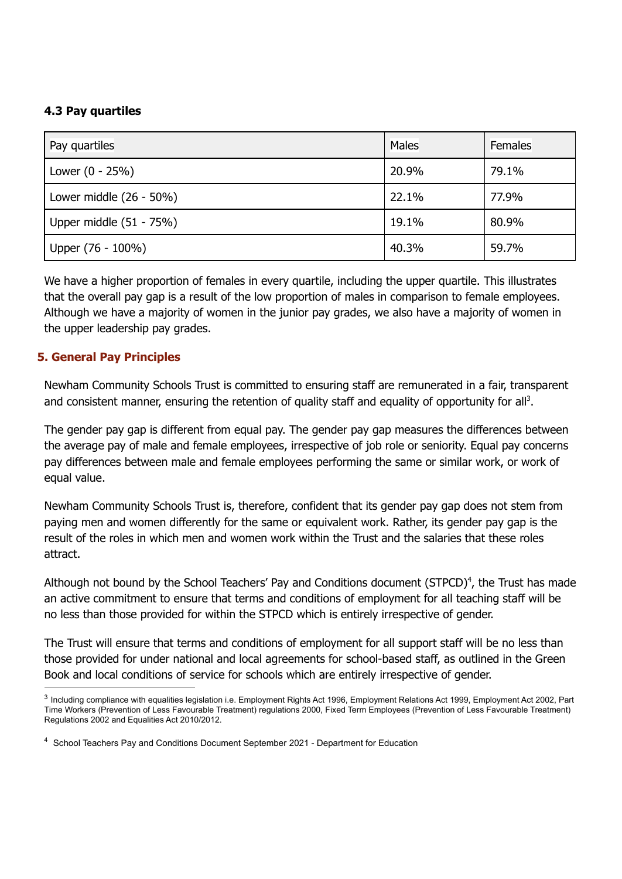### 4.3 Pay quartiles

| Pay quartiles | Males | Females |
|---|---|---|
| Lower (0 - 25%) | 20.9% | 79.1% |
| Lower middle (26 - 50%) | 22.1% | 77.9% |
| Upper middle (51 - 75%) | 19.1% | 80.9% |
| Upper (76 - 100%) | 40.3% | 59.7% |

We have a higher proportion of females in every quartile, including the upper quartile. This illustrates that the overall pay gap is a result of the low proportion of males in comparison to female employees. Although we have a majority of women in the junior pay grades, we also have a majority of women in the upper leadership pay grades.

## 5. General Pay Principles

Newham Community Schools Trust is committed to ensuring staff are remunerated in a fair, transparent and consistent manner, ensuring the retention of quality staff and equality of opportunity for all[3].

The gender pay gap is different from equal pay. The gender pay gap measures the differences between the average pay of male and female employees, irrespective of job role or seniority. Equal pay concerns pay differences between male and female employees performing the same or similar work, or work of equal value.

Newham Community Schools Trust is, therefore, confident that its gender pay gap does not stem from paying men and women differently for the same or equivalent work. Rather, its gender pay gap is the result of the roles in which men and women work within the Trust and the salaries that these roles attract.

Although not bound by the School Teachers' Pay and Conditions document (STPCD)[4], the Trust has made an active commitment to ensure that terms and conditions of employment for all teaching staff will be no less than those provided for within the STPCD which is entirely irrespective of gender.

The Trust will ensure that terms and conditions of employment for all support staff will be no less than those provided for under national and local agreements for school-based staff, as outlined in the Green Book and local conditions of service for schools which are entirely irrespective of gender.

---

[3] Including compliance with equalities legislation i.e. Employment Rights Act 1996, Employment Relations Act 1999, Employment Act 2002, Part Time Workers (Prevention of Less Favourable Treatment) regulations 2000, Fixed Term Employees (Prevention of Less Favourable Treatment) Regulations 2002 and Equalities Act 2010/2012.

[4] School Teachers Pay and Conditions Document September 2021 - Department for Education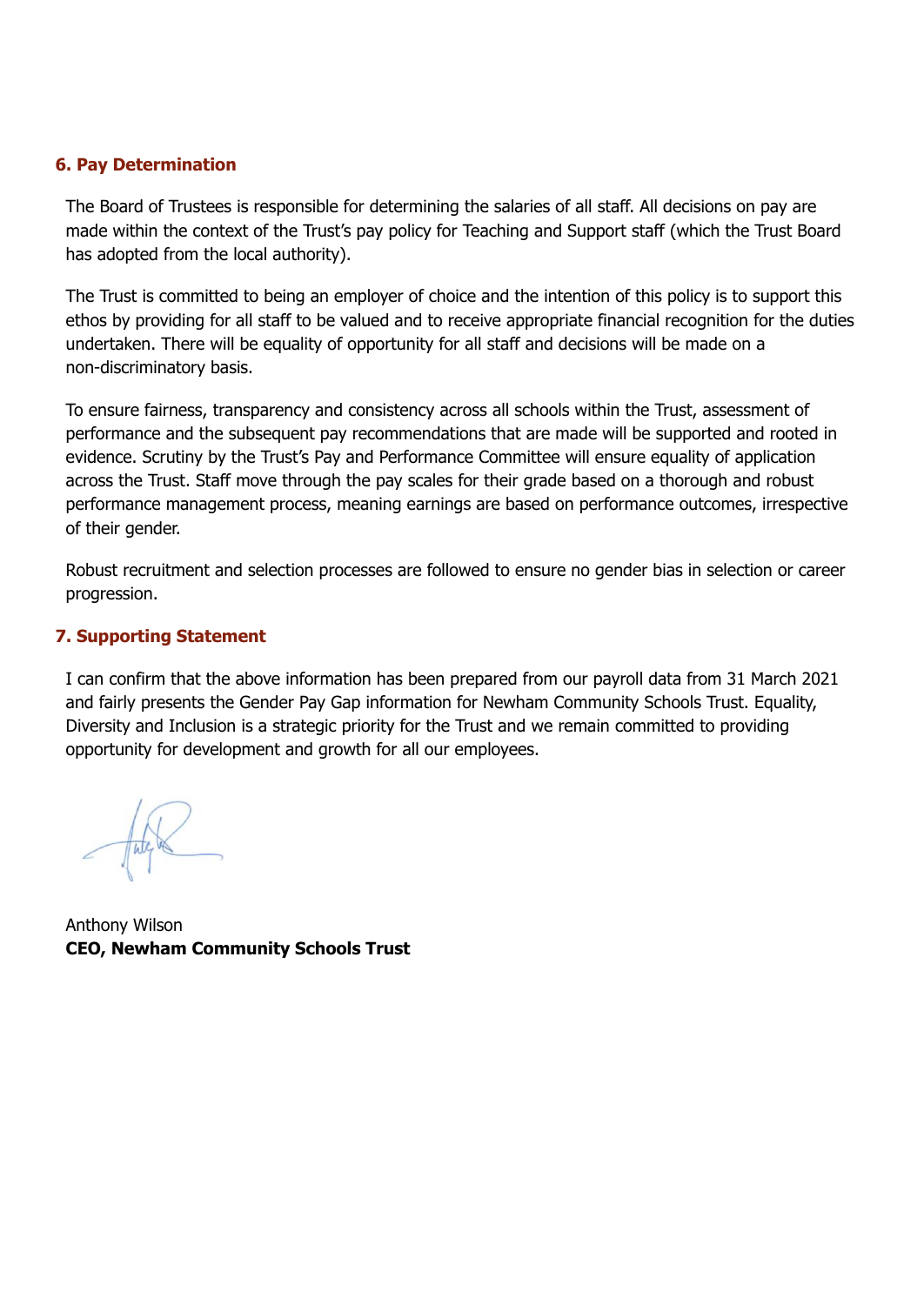## 6. Pay Determination

The Board of Trustees is responsible for determining the salaries of all staff. All decisions on pay are made within the context of the Trust's pay policy for Teaching and Support staff (which the Trust Board has adopted from the local authority).

The Trust is committed to being an employer of choice and the intention of this policy is to support this ethos by providing for all staff to be valued and to receive appropriate financial recognition for the duties undertaken. There will be equality of opportunity for all staff and decisions will be made on a non-discriminatory basis.

To ensure fairness, transparency and consistency across all schools within the Trust, assessment of performance and the subsequent pay recommendations that are made will be supported and rooted in evidence. Scrutiny by the Trust's Pay and Performance Committee will ensure equality of application across the Trust. Staff move through the pay scales for their grade based on a thorough and robust performance management process, meaning earnings are based on performance outcomes, irrespective of their gender.

Robust recruitment and selection processes are followed to ensure no gender bias in selection or career progression.

## 7. Supporting Statement

I can confirm that the above information has been prepared from our payroll data from 31 March 2021 and fairly presents the Gender Pay Gap information for Newham Community Schools Trust. Equality, Diversity and Inclusion is a strategic priority for the Trust and we remain committed to providing opportunity for development and growth for all our employees.

Anthony Wilson
**CEO, Newham Community Schools Trust**